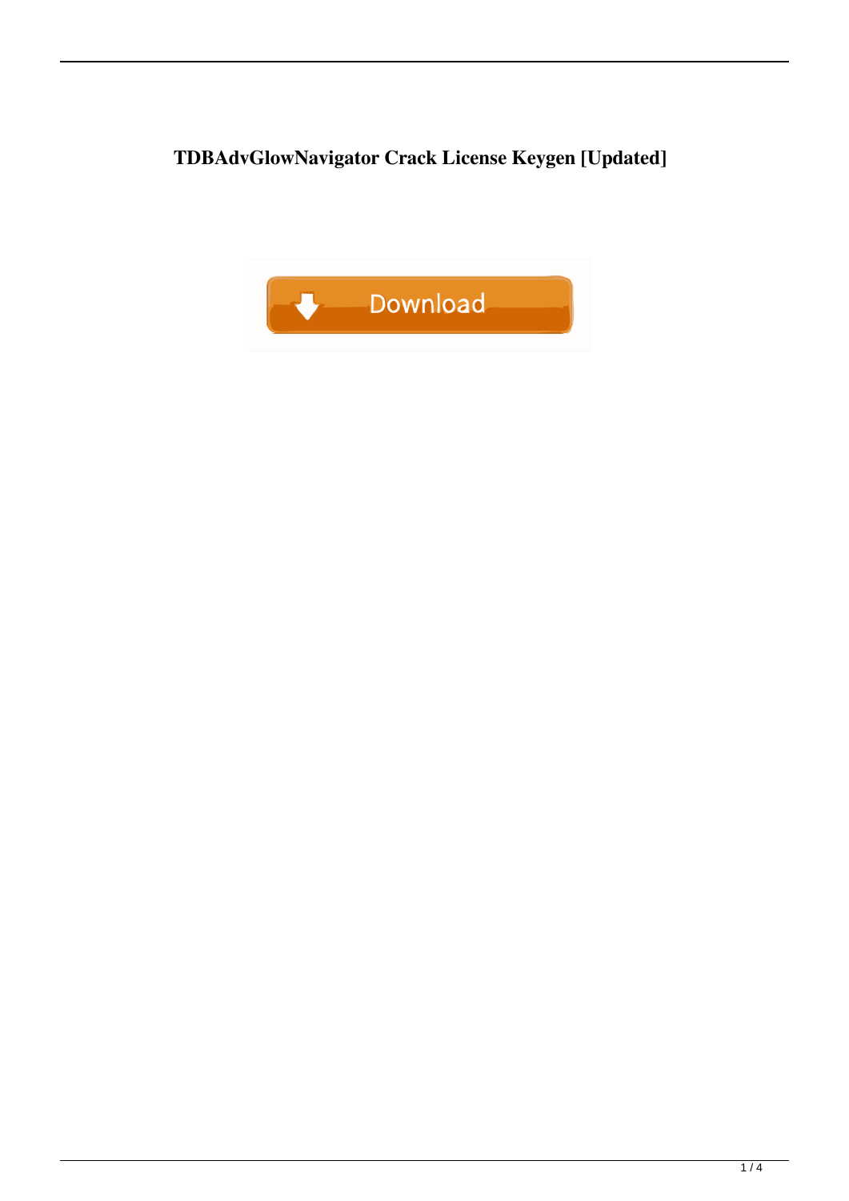# TDBAdvGlowNavigator Crack License Keygen [Updated]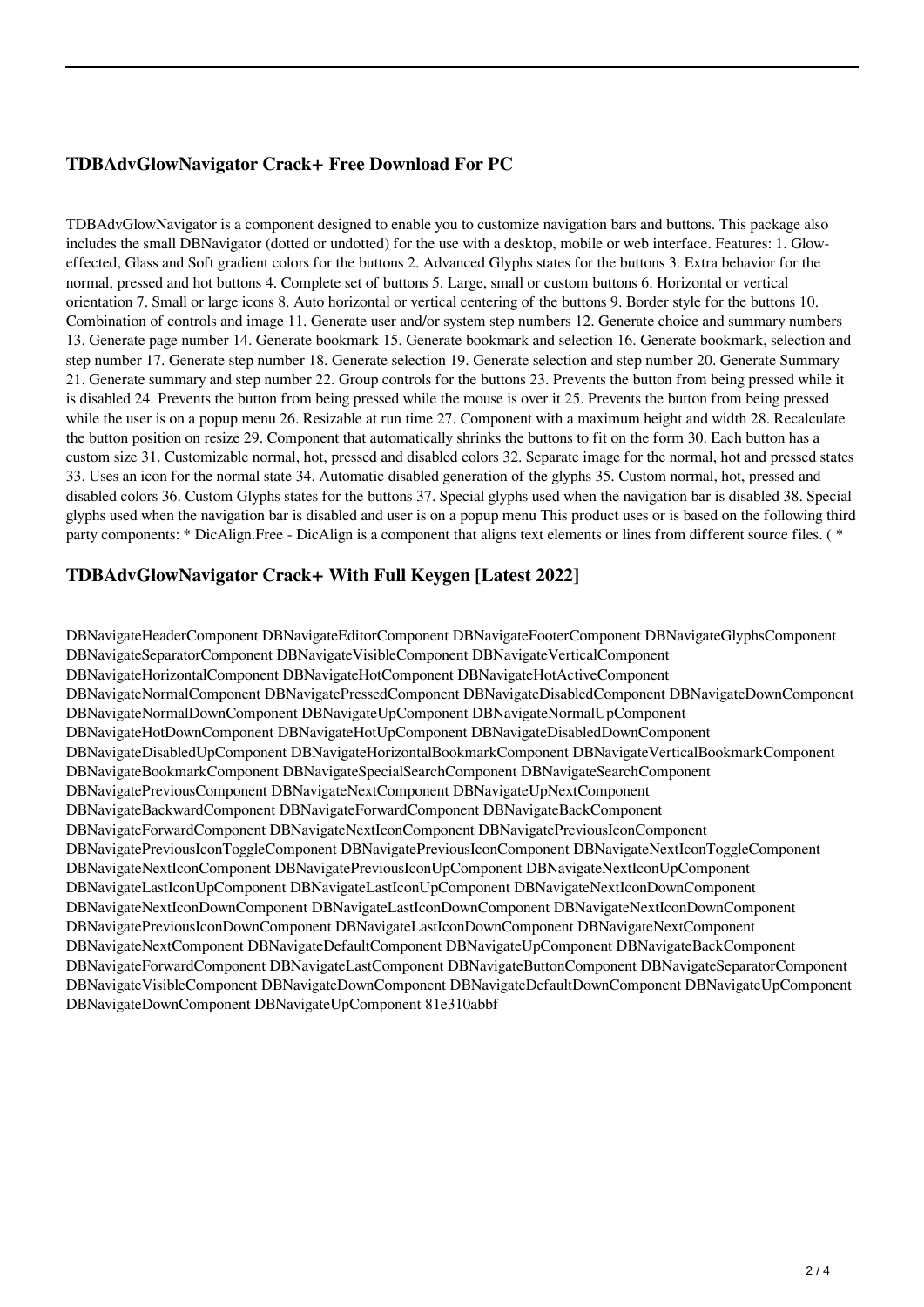## TDBAdvGlowNavigator Crack+ Free Download For PC

TDBAdvGlowNavigator is a component designed to enable you to customize navigation bars and buttons. This package also includes the small DBNavigator (dotted or undotted) for the use with a desktop, mobile or web interface. Features: 1. Glow-effected, Glass and Soft gradient colors for the buttons 2. Advanced Glyphs states for the buttons 3. Extra behavior for the normal, pressed and hot buttons 4. Complete set of buttons 5. Large, small or custom buttons 6. Horizontal or vertical orientation 7. Small or large icons 8. Auto horizontal or vertical centering of the buttons 9. Border style for the buttons 10. Combination of controls and image 11. Generate user and/or system step numbers 12. Generate choice and summary numbers 13. Generate page number 14. Generate bookmark 15. Generate bookmark and selection 16. Generate bookmark, selection and step number 17. Generate step number 18. Generate selection 19. Generate selection and step number 20. Generate Summary 21. Generate summary and step number 22. Group controls for the buttons 23. Prevents the button from being pressed while it is disabled 24. Prevents the button from being pressed while the mouse is over it 25. Prevents the button from being pressed while the user is on a popup menu 26. Resizable at run time 27. Component with a maximum height and width 28. Recalculate the button position on resize 29. Component that automatically shrinks the buttons to fit on the form 30. Each button has a custom size 31. Customizable normal, hot, pressed and disabled colors 32. Separate image for the normal, hot and pressed states 33. Uses an icon for the normal state 34. Automatic disabled generation of the glyphs 35. Custom normal, hot, pressed and disabled colors 36. Custom Glyphs states for the buttons 37. Special glyphs used when the navigation bar is disabled 38. Special glyphs used when the navigation bar is disabled and user is on a popup menu This product uses or is based on the following third party components: * DicAlign.Free - DicAlign is a component that aligns text elements or lines from different source files. ( *

## TDBAdvGlowNavigator Crack+ With Full Keygen [Latest 2022]

DBNavigateHeaderComponent DBNavigateEditorComponent DBNavigateFooterComponent DBNavigateGlyphsComponent DBNavigateSeparatorComponent DBNavigateVisibleComponent DBNavigateVerticalComponent DBNavigateHorizontalComponent DBNavigateHotComponent DBNavigateHotActiveComponent DBNavigateNormalComponent DBNavigatePressedComponent DBNavigateDisabledComponent DBNavigateDownComponent DBNavigateNormalDownComponent DBNavigateUpComponent DBNavigateNormalUpComponent DBNavigateHotDownComponent DBNavigateHotUpComponent DBNavigateDisabledDownComponent DBNavigateDisabledUpComponent DBNavigateHorizontalBookmarkComponent DBNavigateVerticalBookmarkComponent DBNavigateBookmarkComponent DBNavigateSpecialSearchComponent DBNavigateSearchComponent DBNavigatePreviousComponent DBNavigateNextComponent DBNavigateUpNextComponent DBNavigateBackwardComponent DBNavigateForwardComponent DBNavigateBackComponent DBNavigateForwardComponent DBNavigateNextIconComponent DBNavigatePreviousIconComponent DBNavigatePreviousIconToggleComponent DBNavigatePreviousIconComponent DBNavigateNextIconToggleComponent DBNavigateNextIconComponent DBNavigatePreviousIconUpComponent DBNavigateNextIconUpComponent DBNavigateLastIconUpComponent DBNavigateLastIconUpComponent DBNavigateNextIconDownComponent DBNavigateNextIconDownComponent DBNavigateLastIconDownComponent DBNavigateNextIconDownComponent DBNavigatePreviousIconDownComponent DBNavigateLastIconDownComponent DBNavigateNextComponent DBNavigateNextComponent DBNavigateDefaultComponent DBNavigateUpComponent DBNavigateBackComponent DBNavigateForwardComponent DBNavigateLastComponent DBNavigateButtonComponent DBNavigateSeparatorComponent DBNavigateVisibleComponent DBNavigateDownComponent DBNavigateDefaultDownComponent DBNavigateUpComponent DBNavigateDownComponent DBNavigateUpComponent 81e310abbf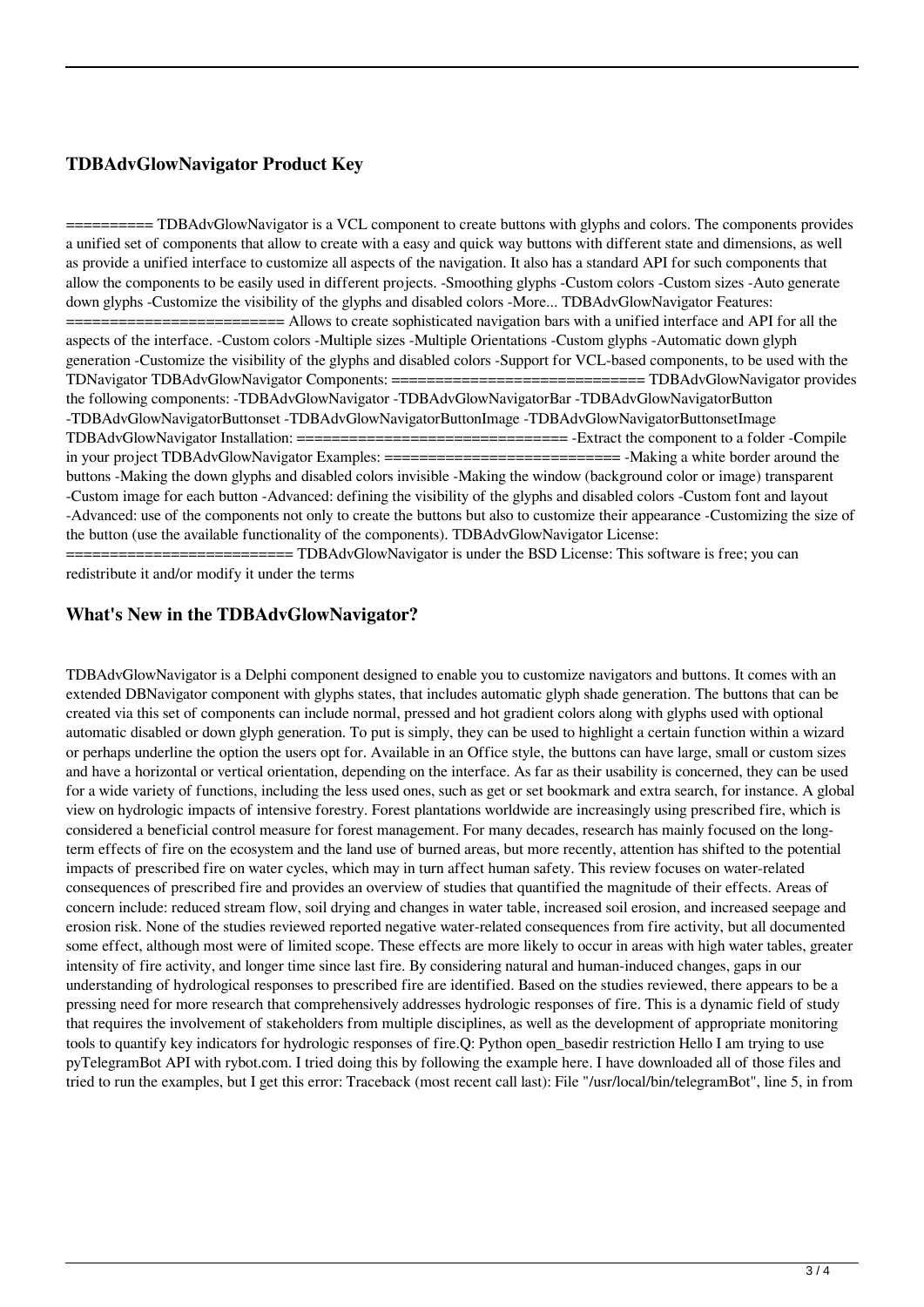## TDBAdvGlowNavigator Product Key

========== TDBAdvGlowNavigator is a VCL component to create buttons with glyphs and colors. The components provides a unified set of components that allow to create with a easy and quick way buttons with different state and dimensions, as well as provide a unified interface to customize all aspects of the navigation. It also has a standard API for such components that allow the components to be easily used in different projects. -Smoothing glyphs -Custom colors -Custom sizes -Auto generate down glyphs -Customize the visibility of the glyphs and disabled colors -More... TDBAdvGlowNavigator Features: ========================= Allows to create sophisticated navigation bars with a unified interface and API for all the aspects of the interface. -Custom colors -Multiple sizes -Multiple Orientations -Custom glyphs -Automatic down glyph generation -Customize the visibility of the glyphs and disabled colors -Support for VCL-based components, to be used with the TDNavigator TDBAdvGlowNavigator Components: ============================ TDBAdvGlowNavigator provides the following components: -TDBAdvGlowNavigator -TDBAdvGlowNavigatorBar -TDBAdvGlowNavigatorButton -TDBAdvGlowNavigatorButtonset -TDBAdvGlowNavigatorButtonImage -TDBAdvGlowNavigatorButtonsetImage TDBAdvGlowNavigator Installation: =============================== -Extract the component to a folder -Compile in your project TDBAdvGlowNavigator Examples: =========================== -Making a white border around the buttons -Making the down glyphs and disabled colors invisible -Making the window (background color or image) transparent -Custom image for each button -Advanced: defining the visibility of the glyphs and disabled colors -Custom font and layout -Advanced: use of the components not only to create the buttons but also to customize their appearance -Customizing the size of the button (use the available functionality of the components). TDBAdvGlowNavigator License: ========================= TDBAdvGlowNavigator is under the BSD License: This software is free; you can redistribute it and/or modify it under the terms

## What's New in the TDBAdvGlowNavigator?

TDBAdvGlowNavigator is a Delphi component designed to enable you to customize navigators and buttons. It comes with an extended DBNavigator component with glyphs states, that includes automatic glyph shade generation. The buttons that can be created via this set of components can include normal, pressed and hot gradient colors along with glyphs used with optional automatic disabled or down glyph generation. To put is simply, they can be used to highlight a certain function within a wizard or perhaps underline the option the users opt for. Available in an Office style, the buttons can have large, small or custom sizes and have a horizontal or vertical orientation, depending on the interface. As far as their usability is concerned, they can be used for a wide variety of functions, including the less used ones, such as get or set bookmark and extra search, for instance. A global view on hydrologic impacts of intensive forestry. Forest plantations worldwide are increasingly using prescribed fire, which is considered a beneficial control measure for forest management. For many decades, research has mainly focused on the long-term effects of fire on the ecosystem and the land use of burned areas, but more recently, attention has shifted to the potential impacts of prescribed fire on water cycles, which may in turn affect human safety. This review focuses on water-related consequences of prescribed fire and provides an overview of studies that quantified the magnitude of their effects. Areas of concern include: reduced stream flow, soil drying and changes in water table, increased soil erosion, and increased seepage and erosion risk. None of the studies reviewed reported negative water-related consequences from fire activity, but all documented some effect, although most were of limited scope. These effects are more likely to occur in areas with high water tables, greater intensity of fire activity, and longer time since last fire. By considering natural and human-induced changes, gaps in our understanding of hydrological responses to prescribed fire are identified. Based on the studies reviewed, there appears to be a pressing need for more research that comprehensively addresses hydrologic responses of fire. This is a dynamic field of study that requires the involvement of stakeholders from multiple disciplines, as well as the development of appropriate monitoring tools to quantify key indicators for hydrologic responses of fire.Q: Python open_basedir restriction Hello I am trying to use pyTelegramBot API with rybot.com. I tried doing this by following the example here. I have downloaded all of those files and tried to run the examples, but I get this error: Traceback (most recent call last): File "/usr/local/bin/telegramBot", line 5, in from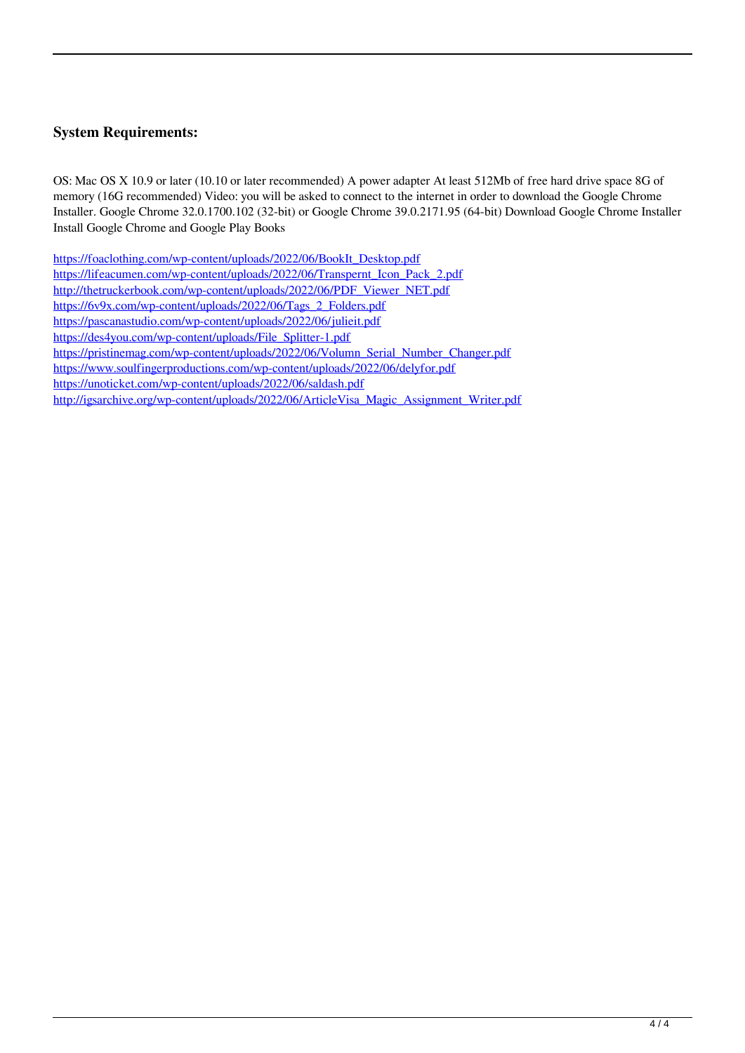## System Requirements:

OS: Mac OS X 10.9 or later (10.10 or later recommended) A power adapter At least 512Mb of free hard drive space 8G of memory (16G recommended) Video: you will be asked to connect to the internet in order to download the Google Chrome Installer. Google Chrome 32.0.1700.102 (32-bit) or Google Chrome 39.0.2171.95 (64-bit) Download Google Chrome Installer Install Google Chrome and Google Play Books

https://foaclothing.com/wp-content/uploads/2022/06/BookIt_Desktop.pdf
https://lifeacumen.com/wp-content/uploads/2022/06/Transpernt_Icon_Pack_2.pdf
http://thetruckerbook.com/wp-content/uploads/2022/06/PDF_Viewer_NET.pdf
https://6v9x.com/wp-content/uploads/2022/06/Tags_2_Folders.pdf
https://pascanastudio.com/wp-content/uploads/2022/06/julieit.pdf
https://des4you.com/wp-content/uploads/File_Splitter-1.pdf
https://pristinemag.com/wp-content/uploads/2022/06/Volumn_Serial_Number_Changer.pdf
https://www.soulfingerproductions.com/wp-content/uploads/2022/06/delyfor.pdf
https://unoticket.com/wp-content/uploads/2022/06/saldash.pdf
http://igsarchive.org/wp-content/uploads/2022/06/ArticleVisa_Magic_Assignment_Writer.pdf